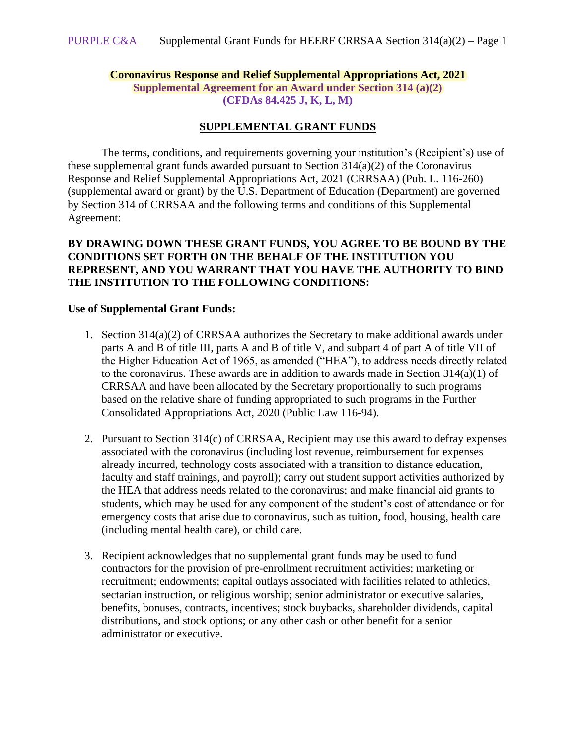**Coronavirus Response and Relief Supplemental Appropriations Act, 2021**
**Supplemental Agreement for an Award under Section 314 (a)(2)**
**(CFDAs 84.425 J, K, L, M)**

## SUPPLEMENTAL GRANT FUNDS

The terms, conditions, and requirements governing your institution's (Recipient's) use of these supplemental grant funds awarded pursuant to Section 314(a)(2) of the Coronavirus Response and Relief Supplemental Appropriations Act, 2021 (CRRSAA) (Pub. L. 116-260) (supplemental award or grant) by the U.S. Department of Education (Department) are governed by Section 314 of CRRSAA and the following terms and conditions of this Supplemental Agreement:

**BY DRAWING DOWN THESE GRANT FUNDS, YOU AGREE TO BE BOUND BY THE CONDITIONS SET FORTH ON THE BEHALF OF THE INSTITUTION YOU REPRESENT, AND YOU WARRANT THAT YOU HAVE THE AUTHORITY TO BIND THE INSTITUTION TO THE FOLLOWING CONDITIONS:**

**Use of Supplemental Grant Funds:**

1. Section 314(a)(2) of CRRSAA authorizes the Secretary to make additional awards under parts A and B of title III, parts A and B of title V, and subpart 4 of part A of title VII of the Higher Education Act of 1965, as amended ("HEA"), to address needs directly related to the coronavirus. These awards are in addition to awards made in Section 314(a)(1) of CRRSAA and have been allocated by the Secretary proportionally to such programs based on the relative share of funding appropriated to such programs in the Further Consolidated Appropriations Act, 2020 (Public Law 116-94).

2. Pursuant to Section 314(c) of CRRSAA, Recipient may use this award to defray expenses associated with the coronavirus (including lost revenue, reimbursement for expenses already incurred, technology costs associated with a transition to distance education, faculty and staff trainings, and payroll); carry out student support activities authorized by the HEA that address needs related to the coronavirus; and make financial aid grants to students, which may be used for any component of the student's cost of attendance or for emergency costs that arise due to coronavirus, such as tuition, food, housing, health care (including mental health care), or child care.

3. Recipient acknowledges that no supplemental grant funds may be used to fund contractors for the provision of pre-enrollment recruitment activities; marketing or recruitment; endowments; capital outlays associated with facilities related to athletics, sectarian instruction, or religious worship; senior administrator or executive salaries, benefits, bonuses, contracts, incentives; stock buybacks, shareholder dividends, capital distributions, and stock options; or any other cash or other benefit for a senior administrator or executive.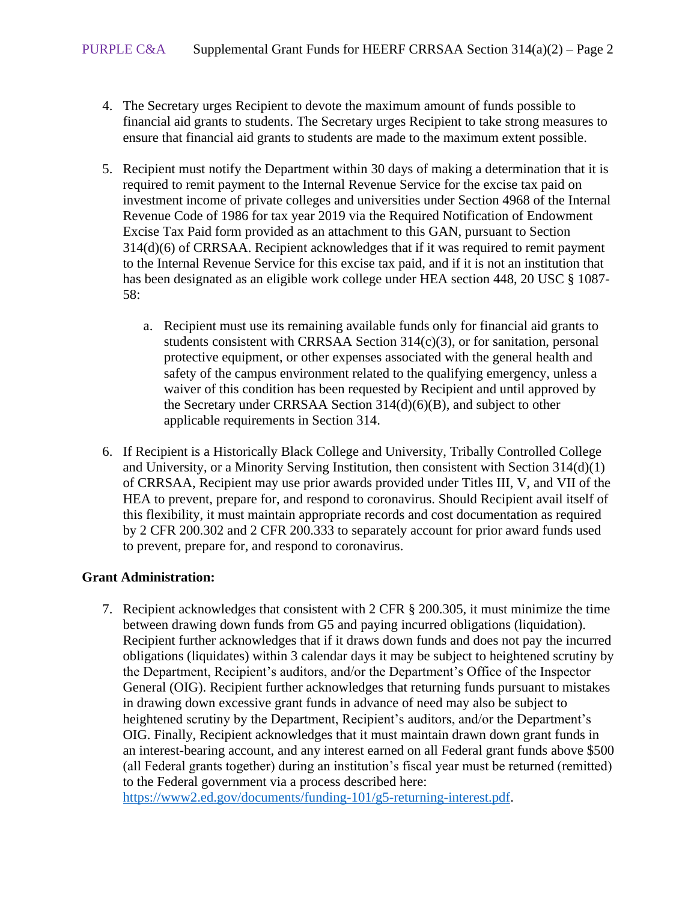4. The Secretary urges Recipient to devote the maximum amount of funds possible to financial aid grants to students. The Secretary urges Recipient to take strong measures to ensure that financial aid grants to students are made to the maximum extent possible.

5. Recipient must notify the Department within 30 days of making a determination that it is required to remit payment to the Internal Revenue Service for the excise tax paid on investment income of private colleges and universities under Section 4968 of the Internal Revenue Code of 1986 for tax year 2019 via the Required Notification of Endowment Excise Tax Paid form provided as an attachment to this GAN, pursuant to Section 314(d)(6) of CRRSAA. Recipient acknowledges that if it was required to remit payment to the Internal Revenue Service for this excise tax paid, and if it is not an institution that has been designated as an eligible work college under HEA section 448, 20 USC § 1087-58:

    a. Recipient must use its remaining available funds only for financial aid grants to students consistent with CRRSAA Section 314(c)(3), or for sanitation, personal protective equipment, or other expenses associated with the general health and safety of the campus environment related to the qualifying emergency, unless a waiver of this condition has been requested by Recipient and until approved by the Secretary under CRRSAA Section 314(d)(6)(B), and subject to other applicable requirements in Section 314.

6. If Recipient is a Historically Black College and University, Tribally Controlled College and University, or a Minority Serving Institution, then consistent with Section 314(d)(1) of CRRSAA, Recipient may use prior awards provided under Titles III, V, and VII of the HEA to prevent, prepare for, and respond to coronavirus. Should Recipient avail itself of this flexibility, it must maintain appropriate records and cost documentation as required by 2 CFR 200.302 and 2 CFR 200.333 to separately account for prior award funds used to prevent, prepare for, and respond to coronavirus.

**Grant Administration:**

7. Recipient acknowledges that consistent with 2 CFR § 200.305, it must minimize the time between drawing down funds from G5 and paying incurred obligations (liquidation). Recipient further acknowledges that if it draws down funds and does not pay the incurred obligations (liquidates) within 3 calendar days it may be subject to heightened scrutiny by the Department, Recipient's auditors, and/or the Department's Office of the Inspector General (OIG). Recipient further acknowledges that returning funds pursuant to mistakes in drawing down excessive grant funds in advance of need may also be subject to heightened scrutiny by the Department, Recipient's auditors, and/or the Department's OIG. Finally, Recipient acknowledges that it must maintain drawn down grant funds in an interest-bearing account, and any interest earned on all Federal grant funds above $500 (all Federal grants together) during an institution's fiscal year must be returned (remitted) to the Federal government via a process described here: https://www2.ed.gov/documents/funding-101/g5-returning-interest.pdf.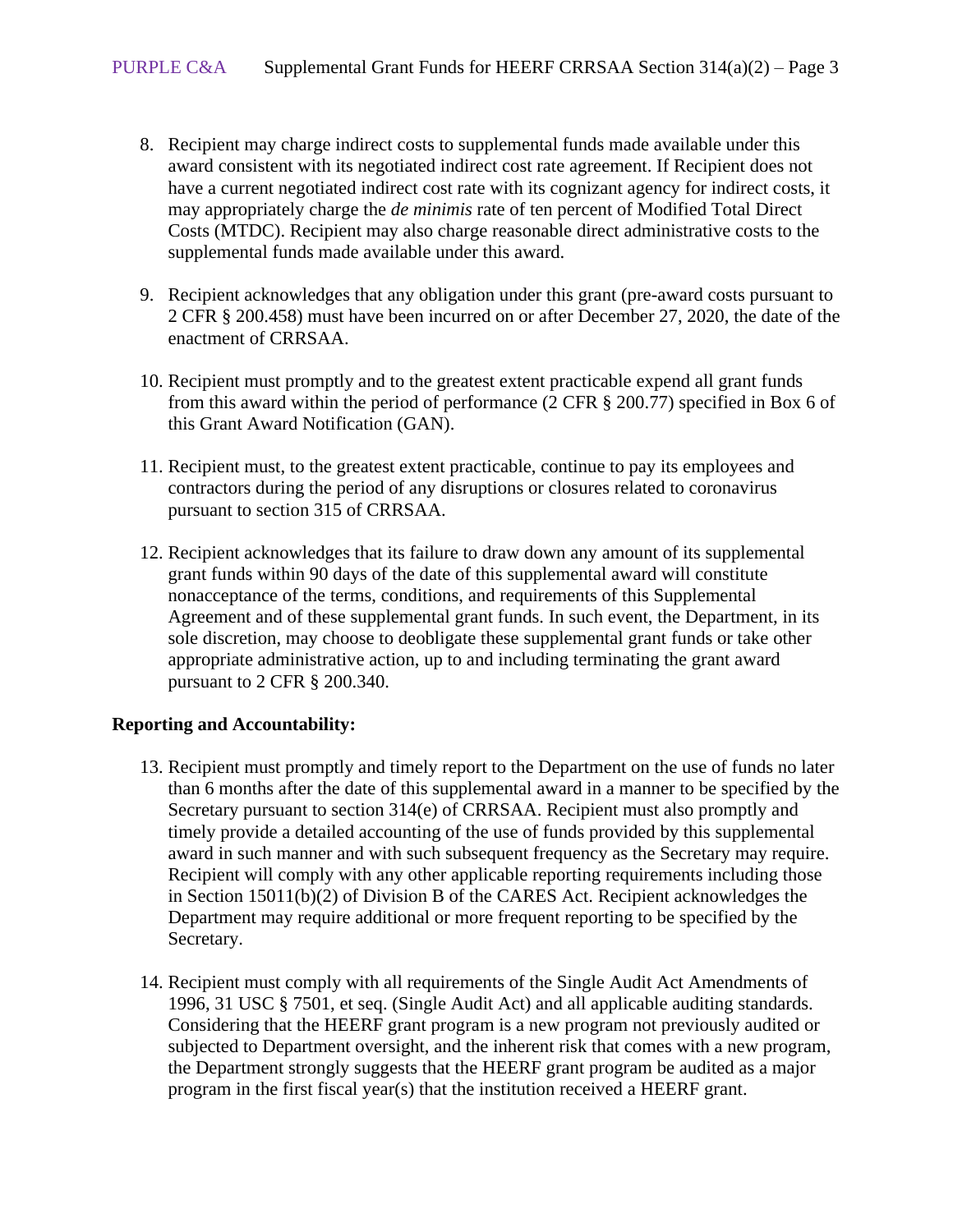8. Recipient may charge indirect costs to supplemental funds made available under this award consistent with its negotiated indirect cost rate agreement. If Recipient does not have a current negotiated indirect cost rate with its cognizant agency for indirect costs, it may appropriately charge the *de minimis* rate of ten percent of Modified Total Direct Costs (MTDC). Recipient may also charge reasonable direct administrative costs to the supplemental funds made available under this award.

9. Recipient acknowledges that any obligation under this grant (pre-award costs pursuant to 2 CFR § 200.458) must have been incurred on or after December 27, 2020, the date of the enactment of CRRSAA.

10. Recipient must promptly and to the greatest extent practicable expend all grant funds from this award within the period of performance (2 CFR § 200.77) specified in Box 6 of this Grant Award Notification (GAN).

11. Recipient must, to the greatest extent practicable, continue to pay its employees and contractors during the period of any disruptions or closures related to coronavirus pursuant to section 315 of CRRSAA.

12. Recipient acknowledges that its failure to draw down any amount of its supplemental grant funds within 90 days of the date of this supplemental award will constitute nonacceptance of the terms, conditions, and requirements of this Supplemental Agreement and of these supplemental grant funds. In such event, the Department, in its sole discretion, may choose to deobligate these supplemental grant funds or take other appropriate administrative action, up to and including terminating the grant award pursuant to 2 CFR § 200.340.

**Reporting and Accountability:**

13. Recipient must promptly and timely report to the Department on the use of funds no later than 6 months after the date of this supplemental award in a manner to be specified by the Secretary pursuant to section 314(e) of CRRSAA. Recipient must also promptly and timely provide a detailed accounting of the use of funds provided by this supplemental award in such manner and with such subsequent frequency as the Secretary may require. Recipient will comply with any other applicable reporting requirements including those in Section 15011(b)(2) of Division B of the CARES Act. Recipient acknowledges the Department may require additional or more frequent reporting to be specified by the Secretary.

14. Recipient must comply with all requirements of the Single Audit Act Amendments of 1996, 31 USC § 7501, et seq. (Single Audit Act) and all applicable auditing standards. Considering that the HEERF grant program is a new program not previously audited or subjected to Department oversight, and the inherent risk that comes with a new program, the Department strongly suggests that the HEERF grant program be audited as a major program in the first fiscal year(s) that the institution received a HEERF grant.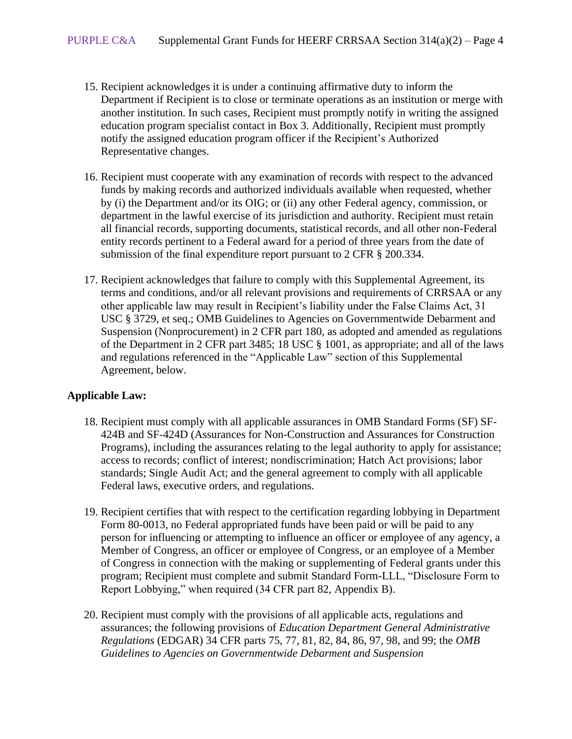15. Recipient acknowledges it is under a continuing affirmative duty to inform the Department if Recipient is to close or terminate operations as an institution or merge with another institution. In such cases, Recipient must promptly notify in writing the assigned education program specialist contact in Box 3. Additionally, Recipient must promptly notify the assigned education program officer if the Recipient's Authorized Representative changes.

16. Recipient must cooperate with any examination of records with respect to the advanced funds by making records and authorized individuals available when requested, whether by (i) the Department and/or its OIG; or (ii) any other Federal agency, commission, or department in the lawful exercise of its jurisdiction and authority. Recipient must retain all financial records, supporting documents, statistical records, and all other non-Federal entity records pertinent to a Federal award for a period of three years from the date of submission of the final expenditure report pursuant to 2 CFR § 200.334.

17. Recipient acknowledges that failure to comply with this Supplemental Agreement, its terms and conditions, and/or all relevant provisions and requirements of CRRSAA or any other applicable law may result in Recipient's liability under the False Claims Act, 31 USC § 3729, et seq.; OMB Guidelines to Agencies on Governmentwide Debarment and Suspension (Nonprocurement) in 2 CFR part 180, as adopted and amended as regulations of the Department in 2 CFR part 3485; 18 USC § 1001, as appropriate; and all of the laws and regulations referenced in the "Applicable Law" section of this Supplemental Agreement, below.

**Applicable Law:**

18. Recipient must comply with all applicable assurances in OMB Standard Forms (SF) SF-424B and SF-424D (Assurances for Non-Construction and Assurances for Construction Programs), including the assurances relating to the legal authority to apply for assistance; access to records; conflict of interest; nondiscrimination; Hatch Act provisions; labor standards; Single Audit Act; and the general agreement to comply with all applicable Federal laws, executive orders, and regulations.

19. Recipient certifies that with respect to the certification regarding lobbying in Department Form 80-0013, no Federal appropriated funds have been paid or will be paid to any person for influencing or attempting to influence an officer or employee of any agency, a Member of Congress, an officer or employee of Congress, or an employee of a Member of Congress in connection with the making or supplementing of Federal grants under this program; Recipient must complete and submit Standard Form-LLL, "Disclosure Form to Report Lobbying," when required (34 CFR part 82, Appendix B).

20. Recipient must comply with the provisions of all applicable acts, regulations and assurances; the following provisions of *Education Department General Administrative Regulations* (EDGAR) 34 CFR parts 75, 77, 81, 82, 84, 86, 97, 98, and 99; the *OMB Guidelines to Agencies on Governmentwide Debarment and Suspension*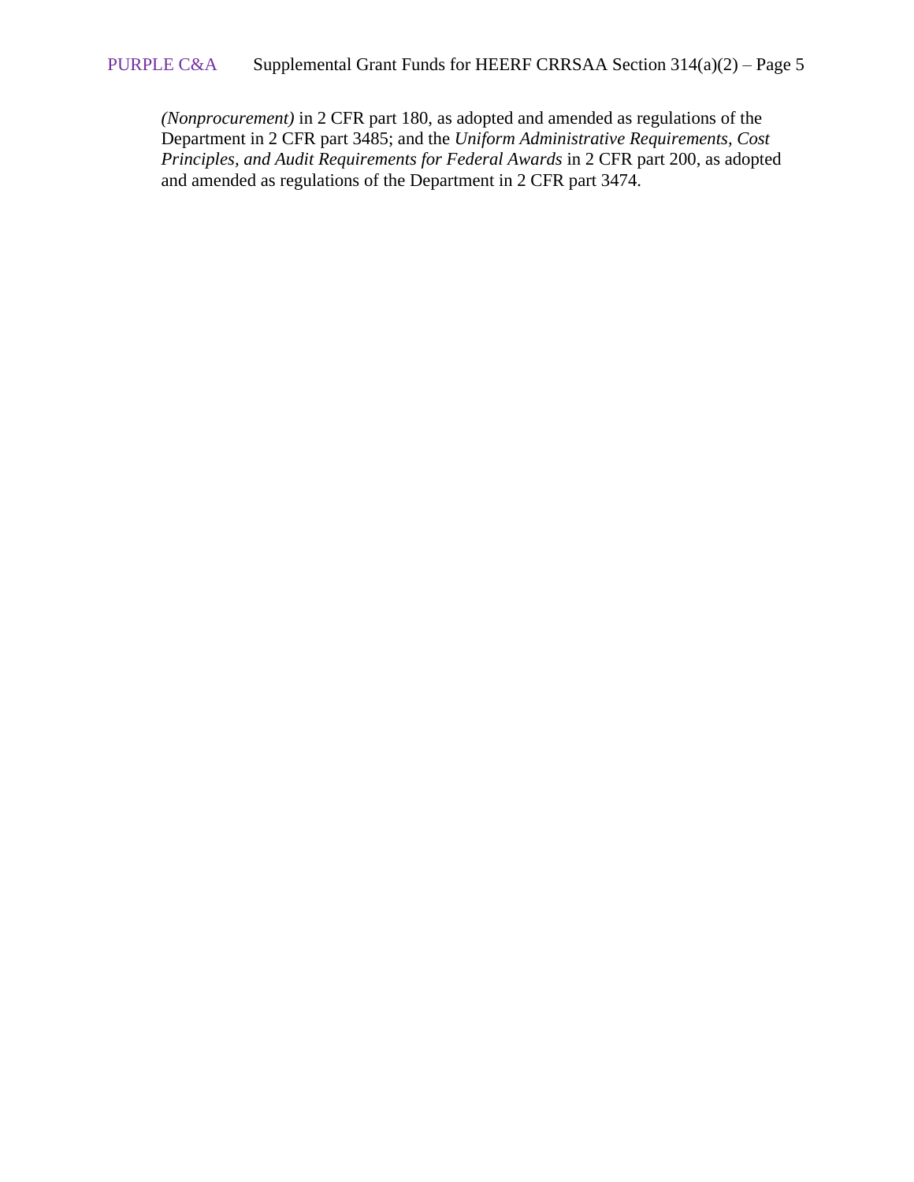*(Nonprocurement)* in 2 CFR part 180, as adopted and amended as regulations of the Department in 2 CFR part 3485; and the *Uniform Administrative Requirements, Cost Principles, and Audit Requirements for Federal Awards* in 2 CFR part 200, as adopted and amended as regulations of the Department in 2 CFR part 3474.